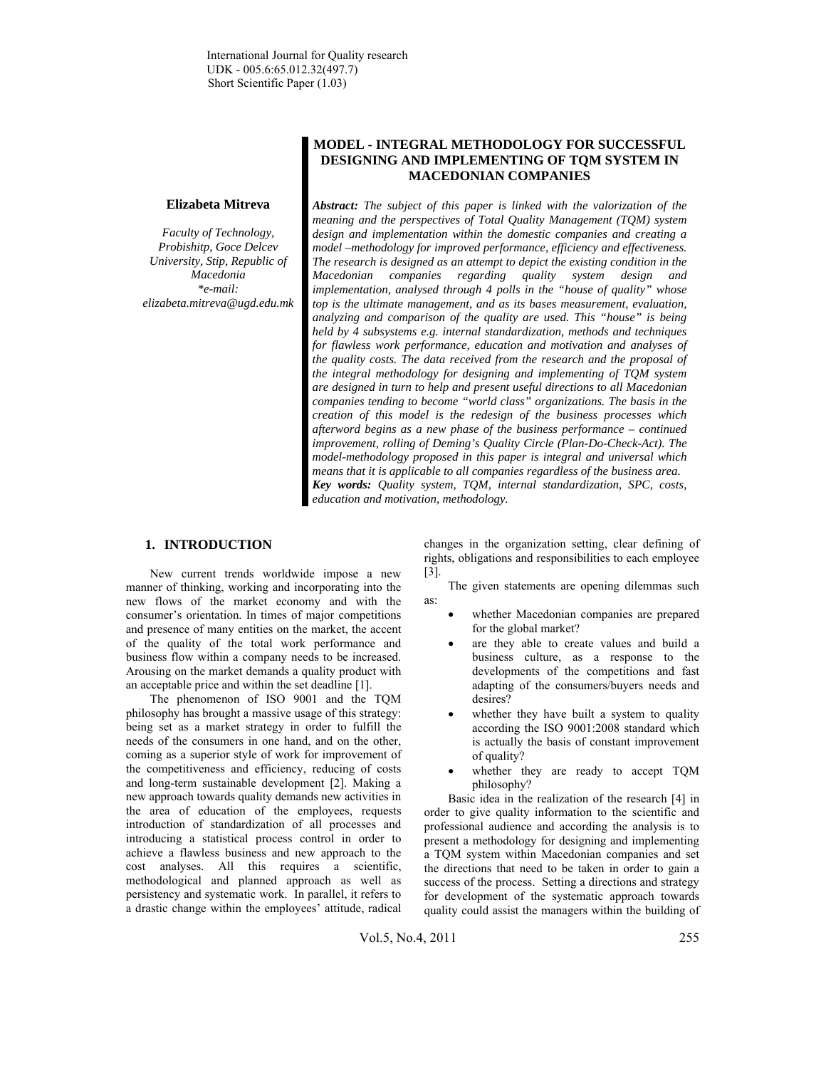International Journal for Quality research
UDK - 005.6:65.012.32(497.7)
Short Scientific Paper (1.03)

# MODEL - INTEGRAL METHODOLOGY FOR SUCCESSFUL DESIGNING AND IMPLEMENTING OF TQM SYSTEM IN MACEDONIAN COMPANIES

**Elizabeta Mitreva**

*Faculty of Technology, Probishitp, Goce Delcev University, Stip, Republic of Macedonia*
*\*e-mail: elizabeta.mitreva@ugd.edu.mk*

***Abstract:*** *The subject of this paper is linked with the valorization of the meaning and the perspectives of Total Quality Management (TQM) system design and implementation within the domestic companies and creating a model –methodology for improved performance, efficiency and effectiveness. The research is designed as an attempt to depict the existing condition in the Macedonian companies regarding quality system design and implementation, analysed through 4 polls in the "house of quality" whose top is the ultimate management, and as its bases measurement, evaluation, analyzing and comparison of the quality are used. This "house" is being held by 4 subsystems e.g. internal standardization, methods and techniques for flawless work performance, education and motivation and analyses of the quality costs. The data received from the research and the proposal of the integral methodology for designing and implementing of TQM system are designed in turn to help and present useful directions to all Macedonian companies tending to become "world class" organizations. The basis in the creation of this model is the redesign of the business processes which afterword begins as a new phase of the business performance – continued improvement, rolling of Deming's Quality Circle (Plan-Do-Check-Act). The model-methodology proposed in this paper is integral and universal which means that it is applicable to all companies regardless of the business area.*

***Key words:*** *Quality system, TQM, internal standardization, SPC, costs, education and motivation, methodology.*

## 1. INTRODUCTION

New current trends worldwide impose a new manner of thinking, working and incorporating into the new flows of the market economy and with the consumer's orientation. In times of major competitions and presence of many entities on the market, the accent of the quality of the total work performance and business flow within a company needs to be increased. Arousing on the market demands a quality product with an acceptable price and within the set deadline [1].

The phenomenon of ISO 9001 and the TQM philosophy has brought a massive usage of this strategy: being set as a market strategy in order to fulfill the needs of the consumers in one hand, and on the other, coming as a superior style of work for improvement of the competitiveness and efficiency, reducing of costs and long-term sustainable development [2]. Making a new approach towards quality demands new activities in the area of education of the employees, requests introduction of standardization of all processes and introducing a statistical process control in order to achieve a flawless business and new approach to the cost analyses. All this requires a scientific, methodological and planned approach as well as persistency and systematic work. In parallel, it refers to a drastic change within the employees' attitude, radical changes in the organization setting, clear defining of rights, obligations and responsibilities to each employee [3].

The given statements are opening dilemmas such as:

- whether Macedonian companies are prepared for the global market?
- are they able to create values and build a business culture, as a response to the developments of the competitions and fast adapting of the consumers/buyers needs and desires?
- whether they have built a system to quality according the ISO 9001:2008 standard which is actually the basis of constant improvement of quality?
- whether they are ready to accept TQM philosophy?

Basic idea in the realization of the research [4] in order to give quality information to the scientific and professional audience and according the analysis is to present a methodology for designing and implementing a TQM system within Macedonian companies and set the directions that need to be taken in order to gain a success of the process. Setting a directions and strategy for development of the systematic approach towards quality could assist the managers within the building of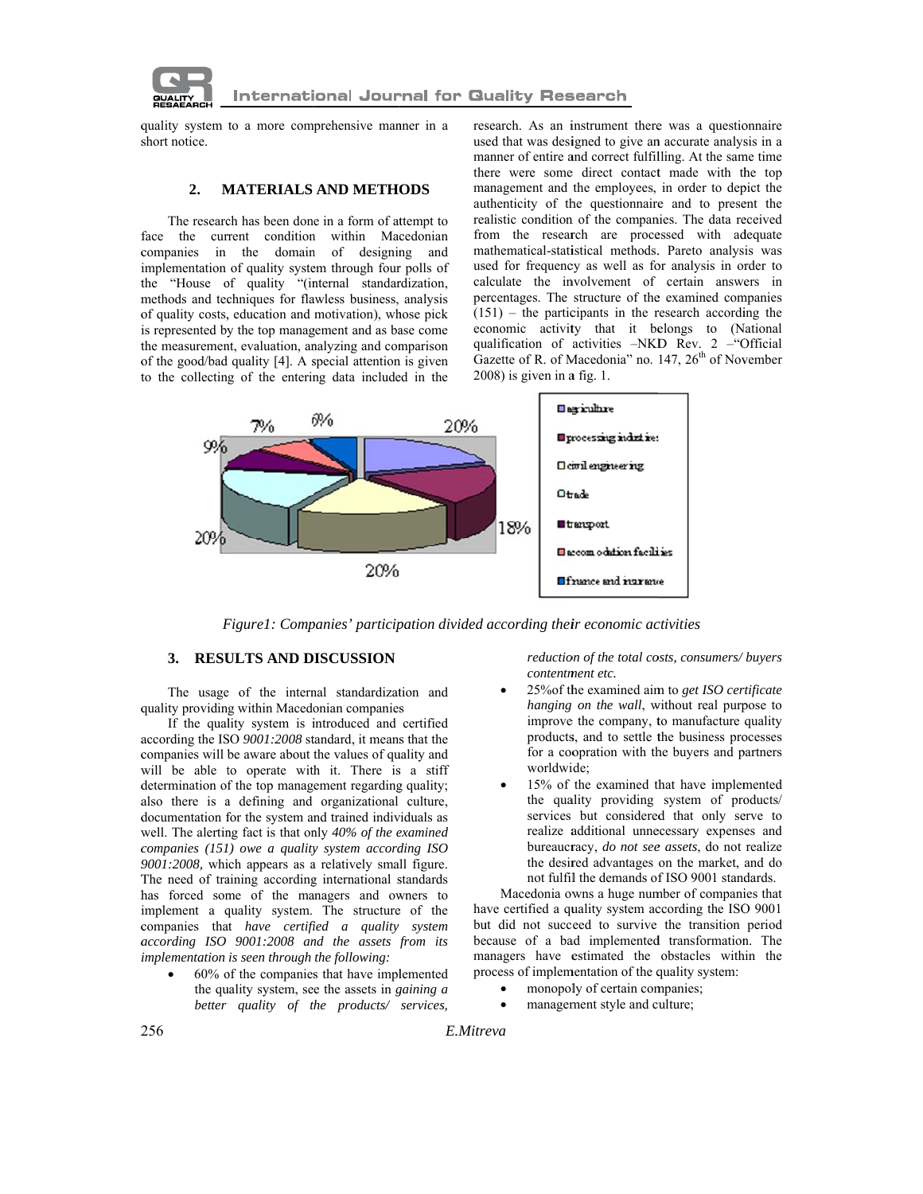quality system to a more comprehensive manner in a short notice.

## 2. MATERIALS AND METHODS

The research has been done in a form of attempt to face the current condition within Macedonian companies in the domain of designing and implementation of quality system through four polls of the "House of quality "(internal standardization, methods and techniques for flawless business, analysis of quality costs, education and motivation), whose pick is represented by the top management and as base come the measurement, evaluation, analyzing and comparison of the good/bad quality [4]. A special attention is given to the collecting of the entering data included in the research. As an instrument there was a questionnaire used that was designed to give an accurate analysis in a manner of entire and correct fulfilling. At the same time there were some direct contact made with the top management and the employees, in order to depict the authenticity of the questionnaire and to present the realistic condition of the companies. The data received from the research are processed with adequate mathematical-statistical methods. Pareto analysis was used for frequency as well as for analysis in order to calculate the involvement of certain answers in percentages. The structure of the examined companies (151) – the participants in the research according the economic activity that it belongs to (National qualification of activities –NKD Rev. 2 –"Official Gazette of R. of Macedonia" no. 147, 26th of November 2008) is given in a fig. 1.

*Figure1: Companies' participation divided according their economic activities*

## 3. RESULTS AND DISCUSSION

The usage of the internal standardization and quality providing within Macedonian companies

If the quality system is introduced and certified according the ISO *9001:2008* standard, it means that the companies will be aware about the values of quality and will be able to operate with it. There is a stiff determination of the top management regarding quality; also there is a defining and organizational culture, documentation for the system and trained individuals as well. The alerting fact is that only *40% of the examined companies (151) owe a quality system according ISO 9001:2008,* which appears as a relatively small figure. The need of training according international standards has forced some of the managers and owners to implement a quality system. The structure of the companies that *have certified a quality system according ISO 9001:2008 and the assets from its implementation is seen through the following:*

- 60% of the companies that have implemented the quality system, see the assets in *gaining a better quality of the products/ services, reduction of the total costs, consumers/ buyers contentment etc.*
- 25%of the examined aim to *get ISO certificate hanging on the wall*, without real purpose to improve the company, to manufacture quality products, and to settle the business processes for a coopration with the buyers and partners worldwide;
- 15% of the examined that have implemented the quality providing system of products/ services but considered that only serve to realize additional unnecessary expenses and bureaucracy, *do not see assets*, do not realize the desired advantages on the market, and do not fulfil the demands of ISO 9001 standards.

Macedonia owns a huge number of companies that have certified a quality system according the ISO 9001 but did not succeed to survive the transition period because of a bad implemented transformation. The managers have estimated the obstacles within the process of implementation of the quality system:

- monopoly of certain companies;
- management style and culture;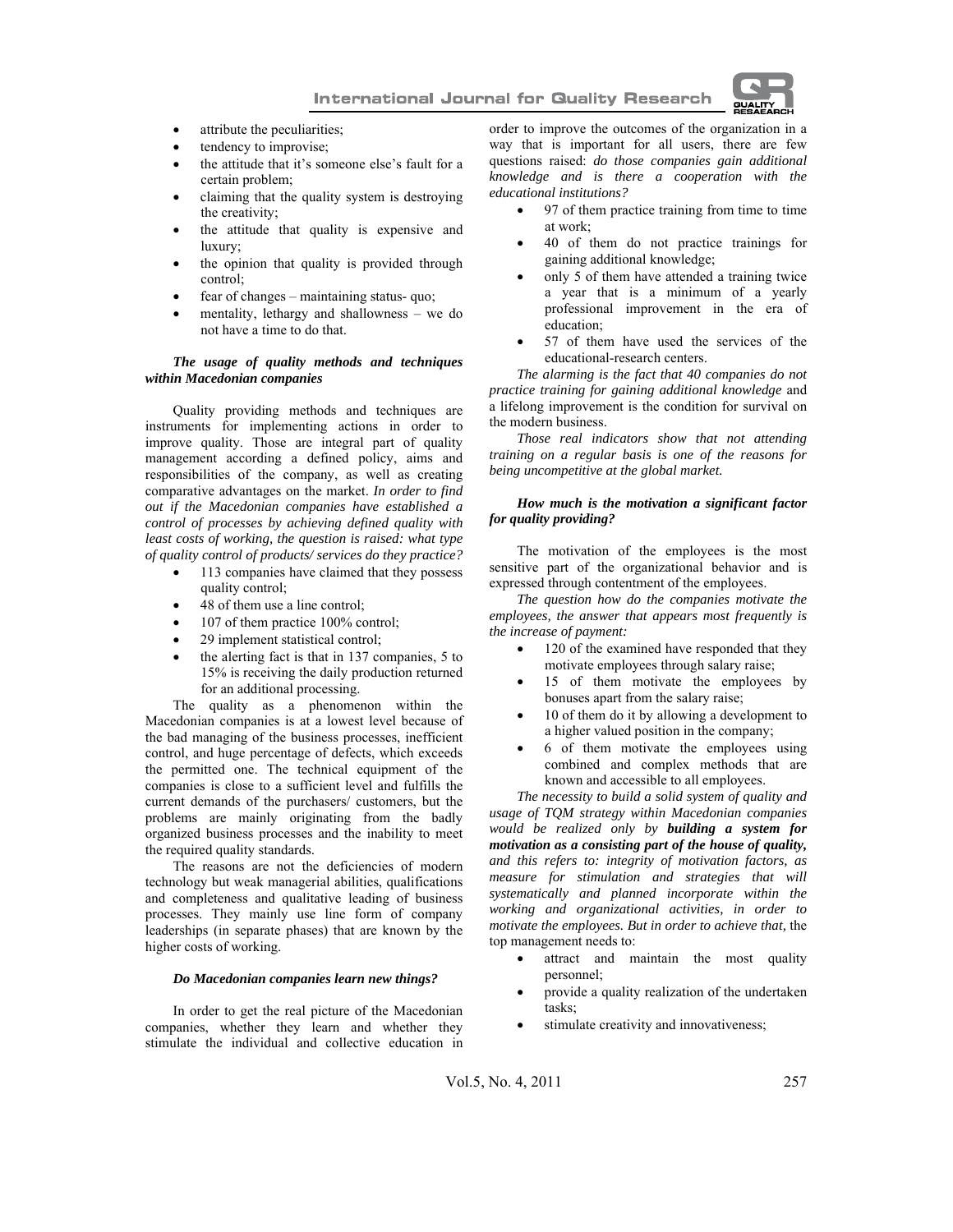- attribute the peculiarities;
- tendency to improvise;
- the attitude that it's someone else's fault for a certain problem;
- claiming that the quality system is destroying the creativity;
- the attitude that quality is expensive and luxury;
- the opinion that quality is provided through control;
- fear of changes – maintaining status- quo;
- mentality, lethargy and shallowness – we do not have a time to do that.

### *The usage of quality methods and techniques within Macedonian companies*

Quality providing methods and techniques are instruments for implementing actions in order to improve quality. Those are integral part of quality management according a defined policy, aims and responsibilities of the company, as well as creating comparative advantages on the market. *In order to find out if the Macedonian companies have established a control of processes by achieving defined quality with least costs of working, the question is raised: what type of quality control of products/ services do they practice?*

- 113 companies have claimed that they possess quality control;
- 48 of them use a line control;
- 107 of them practice 100% control;
- 29 implement statistical control;
- the alerting fact is that in 137 companies, 5 to 15% is receiving the daily production returned for an additional processing.

The quality as a phenomenon within the Macedonian companies is at a lowest level because of the bad managing of the business processes, inefficient control, and huge percentage of defects, which exceeds the permitted one. The technical equipment of the companies is close to a sufficient level and fulfills the current demands of the purchasers/ customers, but the problems are mainly originating from the badly organized business processes and the inability to meet the required quality standards.

The reasons are not the deficiencies of modern technology but weak managerial abilities, qualifications and completeness and qualitative leading of business processes. They mainly use line form of company leaderships (in separate phases) that are known by the higher costs of working.

### *Do Macedonian companies learn new things?*

In order to get the real picture of the Macedonian companies, whether they learn and whether they stimulate the individual and collective education in order to improve the outcomes of the organization in a way that is important for all users, there are few questions raised: *do those companies gain additional knowledge and is there a cooperation with the educational institutions?*

- 97 of them practice training from time to time at work;
- 40 of them do not practice trainings for gaining additional knowledge;
- only 5 of them have attended a training twice a year that is a minimum of a yearly professional improvement in the era of education;
- 57 of them have used the services of the educational-research centers.

*The alarming is the fact that 40 companies do not practice training for gaining additional knowledge* and a lifelong improvement is the condition for survival on the modern business.

*Those real indicators show that not attending training on a regular basis is one of the reasons for being uncompetitive at the global market.*

### *How much is the motivation a significant factor for quality providing?*

The motivation of the employees is the most sensitive part of the organizational behavior and is expressed through contentment of the employees.

*The question how do the companies motivate the employees, the answer that appears most frequently is the increase of payment:*

- 120 of the examined have responded that they motivate employees through salary raise;
- 15 of them motivate the employees by bonuses apart from the salary raise;
- 10 of them do it by allowing a development to a higher valued position in the company;
- 6 of them motivate the employees using combined and complex methods that are known and accessible to all employees.

*The necessity to build a solid system of quality and usage of TQM strategy within Macedonian companies would be realized only by* ***building a system for motivation as a consisting part of the house of quality,*** *and this refers to: integrity of motivation factors, as measure for stimulation and strategies that will systematically and planned incorporate within the working and organizational activities, in order to motivate the employees. But in order to achieve that,* the top management needs to:

- attract and maintain the most quality personnel;
- provide a quality realization of the undertaken tasks;
- stimulate creativity and innovativeness;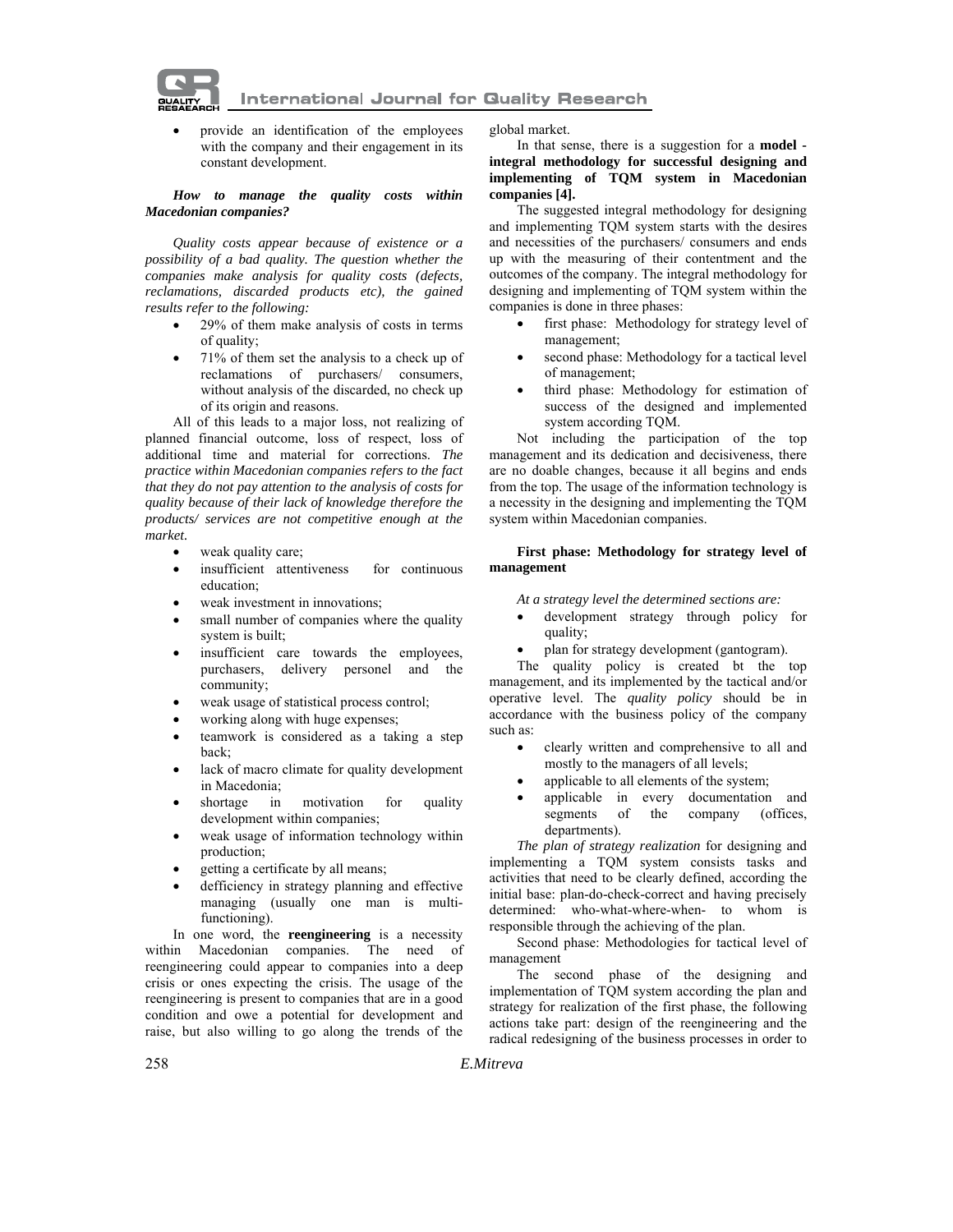- provide an identification of the employees with the company and their engagement in its constant development.

***How to manage the quality costs within Macedonian companies?***

*Quality costs appear because of existence or a possibility of a bad quality. The question whether the companies make analysis for quality costs (defects, reclamations, discarded products etc), the gained results refer to the following:*

- 29% of them make analysis of costs in terms of quality;
- 71% of them set the analysis to a check up of reclamations of purchasers/ consumers, without analysis of the discarded, no check up of its origin and reasons.

All of this leads to a major loss, not realizing of planned financial outcome, loss of respect, loss of additional time and material for corrections. *The practice within Macedonian companies refers to the fact that they do not pay attention to the analysis of costs for quality because of their lack of knowledge therefore the products/ services are not competitive enough at the market.*

- weak quality care;
- insufficient attentiveness for continuous education;
- weak investment in innovations;
- small number of companies where the quality system is built;
- insufficient care towards the employees, purchasers, delivery personel and the community;
- weak usage of statistical process control;
- working along with huge expenses;
- teamwork is considered as a taking a step back;
- lack of macro climate for quality development in Macedonia;
- shortage in motivation for quality development within companies;
- weak usage of information technology within production;
- getting a certificate by all means;
- defficiency in strategy planning and effective managing (usually one man is multi-functioning).

In one word, the **reengineering** is a necessity within Macedonian companies. The need of reengineering could appear to companies into a deep crisis or ones expecting the crisis. The usage of the reengineering is present to companies that are in a good condition and owe a potential for development and raise, but also willing to go along the trends of the global market.

In that sense, there is a suggestion for a **model - integral methodology for successful designing and implementing of TQM system in Macedonian companies [4].**

The suggested integral methodology for designing and implementing TQM system starts with the desires and necessities of the purchasers/ consumers and ends up with the measuring of their contentment and the outcomes of the company. The integral methodology for designing and implementing of TQM system within the companies is done in three phases:

- first phase: Methodology for strategy level of management;
- second phase: Methodology for a tactical level of management;
- third phase: Methodology for estimation of success of the designed and implemented system according TQM.

Not including the participation of the top management and its dedication and decisiveness, there are no doable changes, because it all begins and ends from the top. The usage of the information technology is a necessity in the designing and implementing the TQM system within Macedonian companies.

**First phase: Methodology for strategy level of management**

*At a strategy level the determined sections are:*

- development strategy through policy for quality;
- plan for strategy development (gantogram).

The quality policy is created bt the top management, and its implemented by the tactical and/or operative level. The *quality policy* should be in accordance with the business policy of the company such as:

- clearly written and comprehensive to all and mostly to the managers of all levels;
- applicable to all elements of the system;
- applicable in every documentation and segments of the company (offices, departments).

*The plan of strategy realization* for designing and implementing a TQM system consists tasks and activities that need to be clearly defined, according the initial base: plan-do-check-correct and having precisely determined: who-what-where-when- to whom is responsible through the achieving of the plan.

Second phase: Methodologies for tactical level of management

The second phase of the designing and implementation of TQM system according the plan and strategy for realization of the first phase, the following actions take part: design of the reengineering and the radical redesigning of the business processes in order to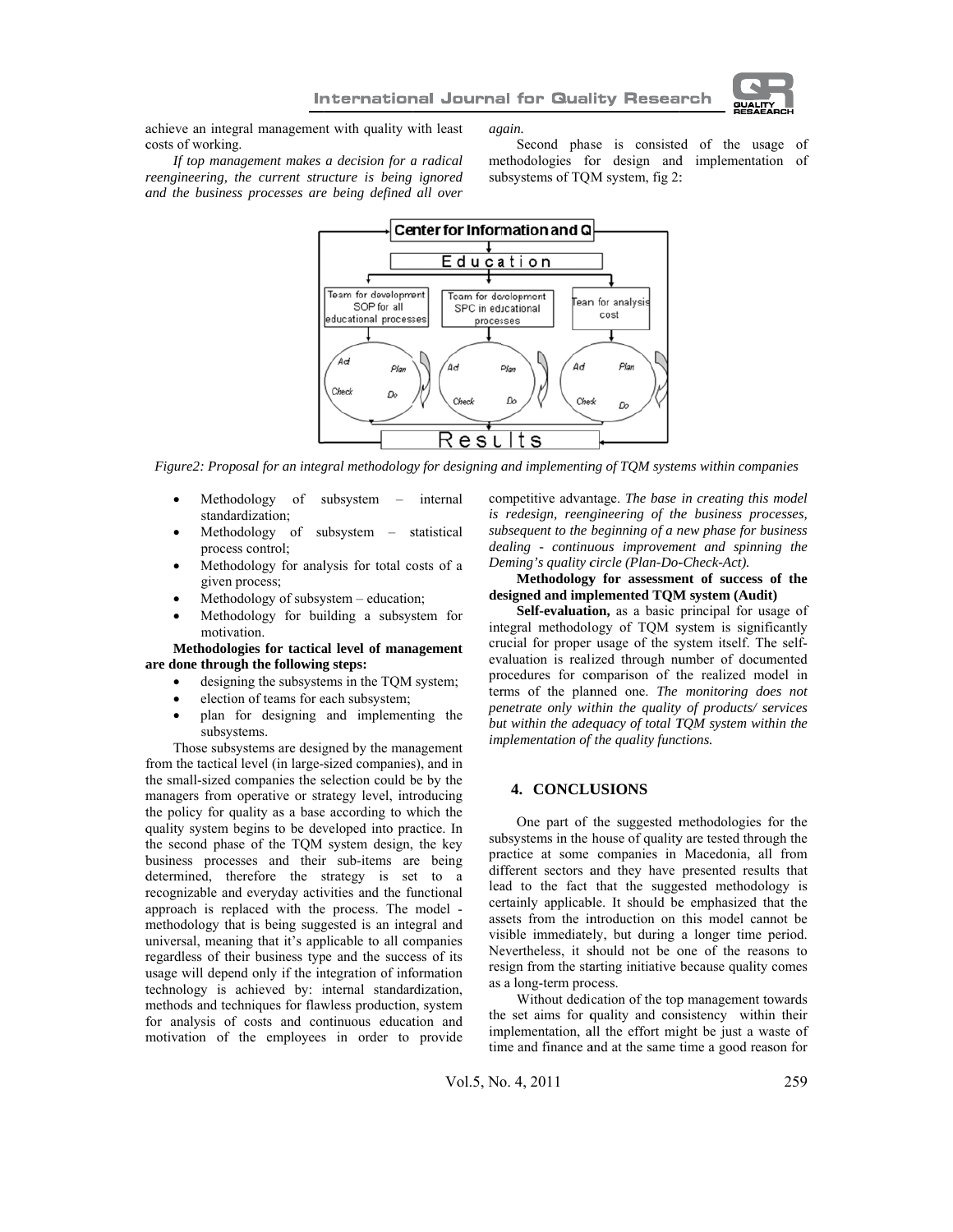achieve an integral management with quality with least costs of working.

*If top management makes a decision for a radical reengineering, the current structure is being ignored and the business processes are being defined all over again.*

Second phase is consisted of the usage of methodologies for design and implementation of subsystems of TQM system, fig 2:

Figure2: Proposal for an integral methodology for designing and implementing of TQM systems within companies

- Methodology of subsystem – internal standardization;
- Methodology of subsystem – statistical process control;
- Methodology for analysis for total costs of a given process;
- Methodology of subsystem – education;
- Methodology for building a subsystem for motivation.

**Methodologies for tactical level of management are done through the following steps:**

- designing the subsystems in the TQM system;
- election of teams for each subsystem;
- plan for designing and implementing the subsystems.

Those subsystems are designed by the management from the tactical level (in large-sized companies), and in the small-sized companies the selection could be by the managers from operative or strategy level, introducing the policy for quality as a base according to which the quality system begins to be developed into practice. In the second phase of the TQM system design, the key business processes and their sub-items are being determined, therefore the strategy is set to a recognizable and everyday activities and the functional approach is replaced with the process. The model - methodology that is being suggested is an integral and universal, meaning that it's applicable to all companies regardless of their business type and the success of its usage will depend only if the integration of information technology is achieved by: internal standardization, methods and techniques for flawless production, system for analysis of costs and continuous education and motivation of the employees in order to provide competitive advantage. *The base in creating this model is redesign, reengineering of the business processes, subsequent to the beginning of a new phase for business dealing - continuous improvement and spinning the Deming's quality circle (Plan-Do-Check-Act).*

**Methodology for assessment of success of the designed and implemented TQM system (Audit)**

**Self-evaluation,** as a basic principal for usage of integral methodology of TQM system is significantly crucial for proper usage of the system itself. The self-evaluation is realized through number of documented procedures for comparison of the realized model in terms of the planned one. *The monitoring does not penetrate only within the quality of products/ services but within the adequacy of total TQM system within the implementation of the quality functions.*

## 4. CONCLUSIONS

One part of the suggested methodologies for the subsystems in the house of quality are tested through the practice at some companies in Macedonia, all from different sectors and they have presented results that lead to the fact that the suggested methodology is certainly applicable. It should be emphasized that the assets from the introduction on this model cannot be visible immediately, but during a longer time period. Nevertheless, it should not be one of the reasons to resign from the starting initiative because quality comes as a long-term process.

Without dedication of the top management towards the set aims for quality and consistency within their implementation, all the effort might be just a waste of time and finance and at the same time a good reason for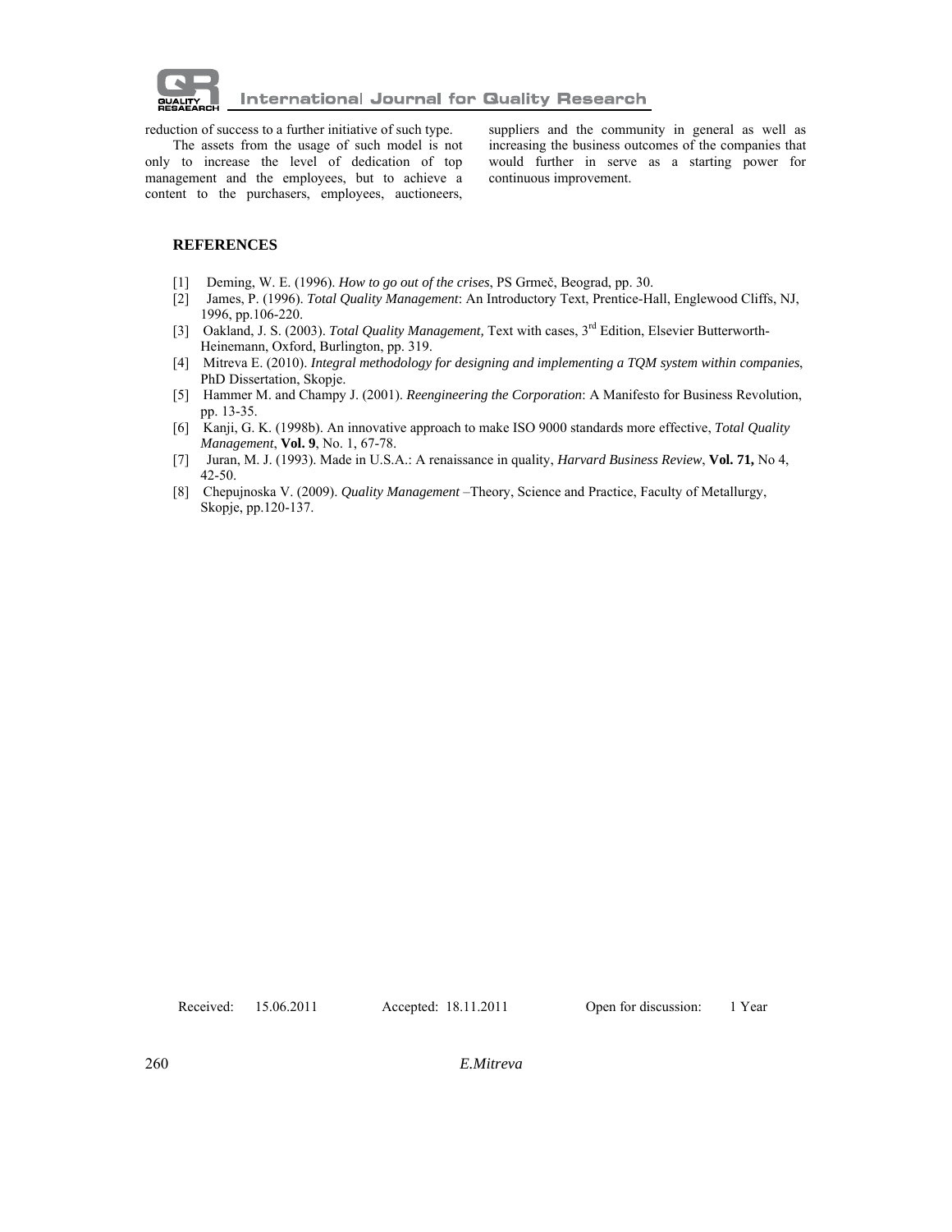reduction of success to a further initiative of such type.

The assets from the usage of such model is not only to increase the level of dedication of top management and the employees, but to achieve a content to the purchasers, employees, auctioneers, suppliers and the community in general as well as increasing the business outcomes of the companies that would further in serve as a starting power for continuous improvement.

## REFERENCES

[1] Deming, W. E. (1996). *How to go out of the crises*, PS Grmeč, Beograd, pp. 30.

[2] James, P. (1996). *Total Quality Management*: An Introductory Text, Prentice-Hall, Englewood Cliffs, NJ, 1996, pp.106-220.

[3] Oakland, J. S. (2003). *Total Quality Management,* Text with cases, 3rd Edition, Elsevier Butterworth-Heinemann, Oxford, Burlington, pp. 319.

[4] Mitreva E. (2010). *Integral methodology for designing and implementing a TQM system within companies*, PhD Dissertation, Skopje.

[5] Hammer M. and Champy J. (2001). *Reengineering the Corporation*: A Manifesto for Business Revolution, pp. 13-35.

[6] Kanji, G. K. (1998b). An innovative approach to make ISO 9000 standards more effective, *Total Quality Management*, **Vol. 9**, No. 1, 67-78.

[7] Juran, M. J. (1993). Made in U.S.A.: A renaissance in quality, *Harvard Business Review*, **Vol. 71,** No 4, 42-50.

[8] Chepujnoska V. (2009). *Quality Management* –Theory, Science and Practice, Faculty of Metallurgy, Skopje, pp.120-137.

Received: 15.06.2011 Accepted: 18.11.2011 Open for discussion: 1 Year